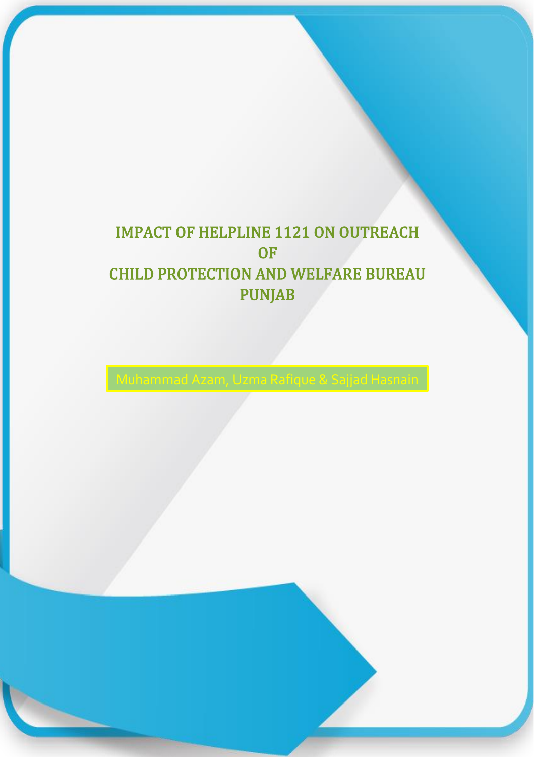# IMPACT OF HELPLINE 1121 ON OUTREACH OF CHILD PROTECTION AND WELFARE BUREAU PUNJAB

Muhammad Azam, Uzma Rafique & Sajjad Hasnain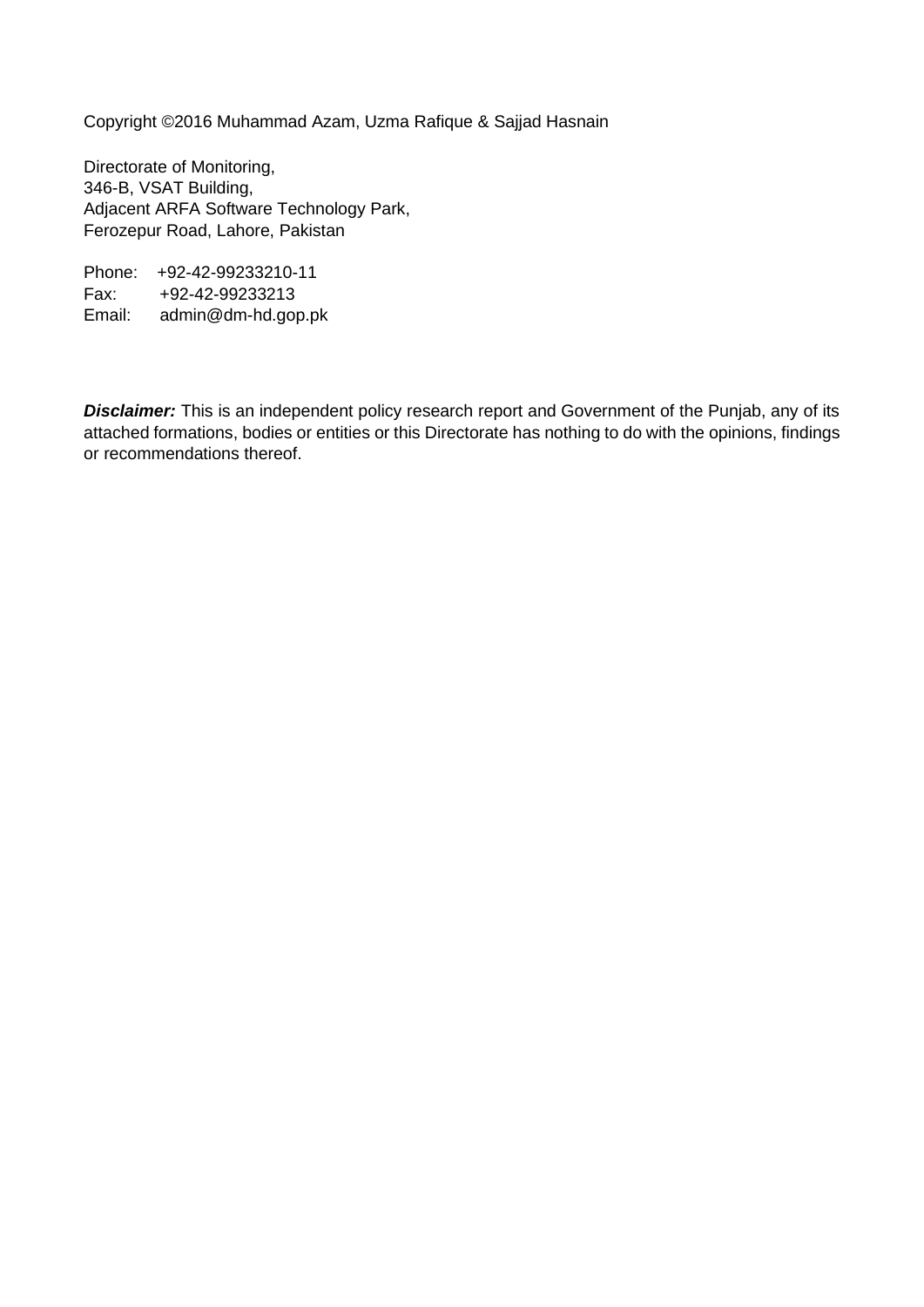Copyright ©2016 Muhammad Azam, Uzma Rafique & Sajjad Hasnain

Directorate of Monitoring,
346-B, VSAT Building,
Adjacent ARFA Software Technology Park,
Ferozepur Road, Lahore, Pakistan

Phone: +92-42-99233210-11
Fax: +92-42-99233213
Email: admin@dm-hd.gop.pk

***Disclaimer:*** This is an independent policy research report and Government of the Punjab, any of its attached formations, bodies or entities or this Directorate has nothing to do with the opinions, findings or recommendations thereof.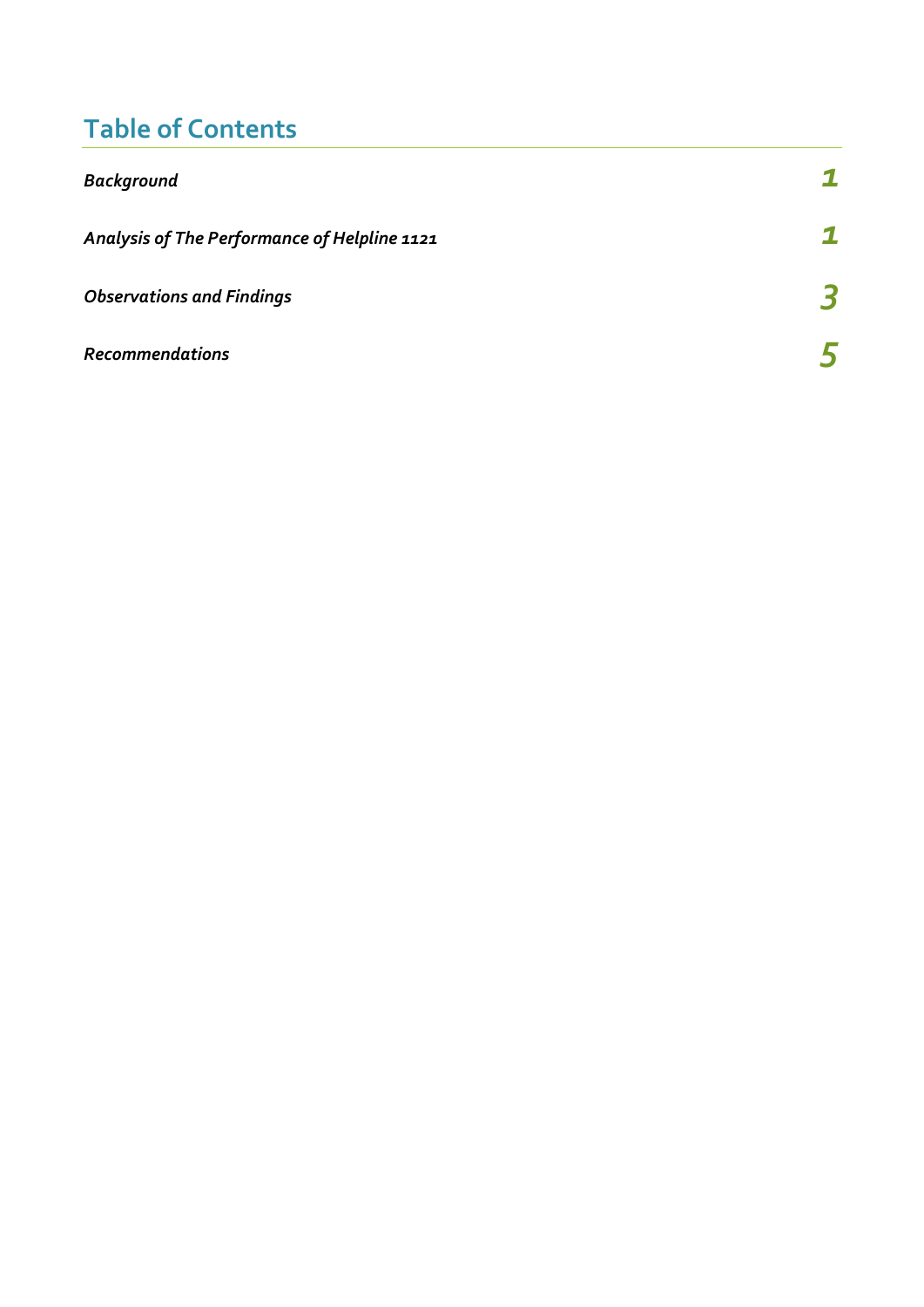## Table of Contents

| | |
|---|---|
| *Background* | *1* |
| *Analysis of The Performance of Helpline 1121* | *1* |
| *Observations and Findings* | *3* |
| *Recommendations* | *5* |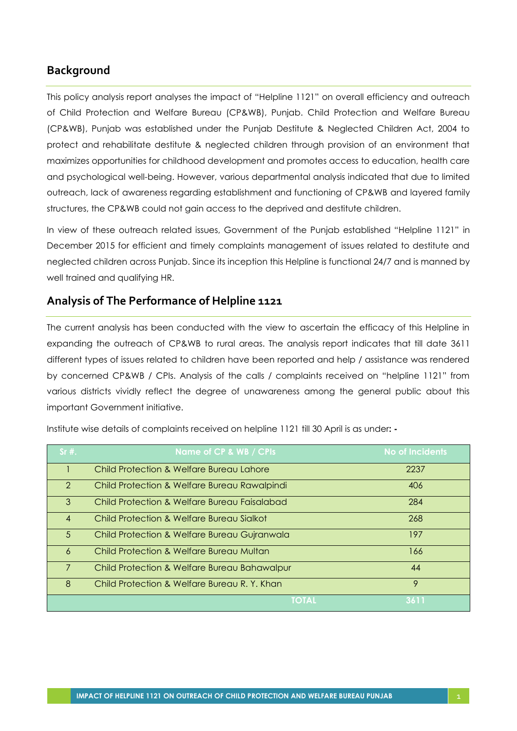## Background

This policy analysis report analyses the impact of "Helpline 1121" on overall efficiency and outreach of Child Protection and Welfare Bureau (CP&WB), Punjab. Child Protection and Welfare Bureau (CP&WB), Punjab was established under the Punjab Destitute & Neglected Children Act, 2004 to protect and rehabilitate destitute & neglected children through provision of an environment that maximizes opportunities for childhood development and promotes access to education, health care and psychological well-being. However, various departmental analysis indicated that due to limited outreach, lack of awareness regarding establishment and functioning of CP&WB and layered family structures, the CP&WB could not gain access to the deprived and destitute children.

In view of these outreach related issues, Government of the Punjab established "Helpline 1121" in December 2015 for efficient and timely complaints management of issues related to destitute and neglected children across Punjab. Since its inception this Helpline is functional 24/7 and is manned by well trained and qualifying HR.

## Analysis of The Performance of Helpline 1121

The current analysis has been conducted with the view to ascertain the efficacy of this Helpline in expanding the outreach of CP&WB to rural areas. The analysis report indicates that till date 3611 different types of issues related to children have been reported and help / assistance was rendered by concerned CP&WB / CPIs. Analysis of the calls / complaints received on "helpline 1121" from various districts vividly reflect the degree of unawareness among the general public about this important Government initiative.

Institute wise details of complaints received on helpline 1121 till 30 April is as under**: -**

| Sr #. | Name of CP & WB / CPIs | No of Incidents |
|---|---|---|
| 1 | Child Protection & Welfare Bureau Lahore | 2237 |
| 2 | Child Protection & Welfare Bureau Rawalpindi | 406 |
| 3 | Child Protection & Welfare Bureau Faisalabad | 284 |
| 4 | Child Protection & Welfare Bureau Sialkot | 268 |
| 5 | Child Protection & Welfare Bureau Gujranwala | 197 |
| 6 | Child Protection & Welfare Bureau Multan | 166 |
| 7 | Child Protection & Welfare Bureau Bahawalpur | 44 |
| 8 | Child Protection & Welfare Bureau R. Y. Khan | 9 |
| | **TOTAL** | **3611** |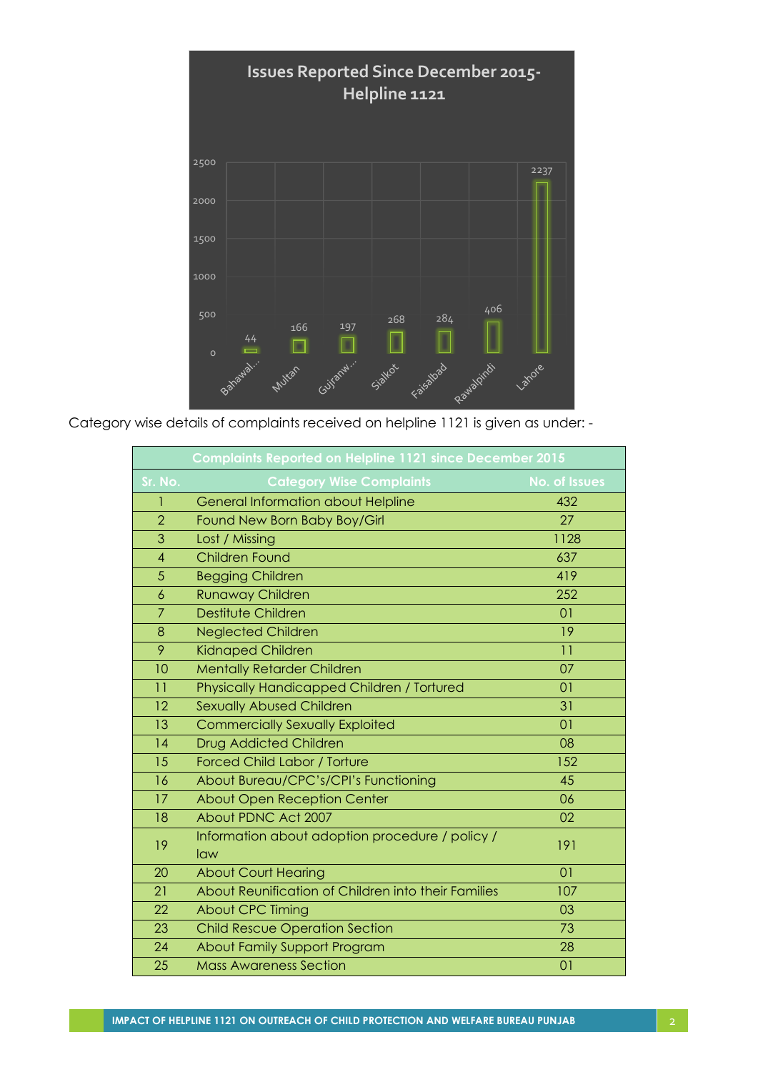Issues Reported Since December 2015- Helpline 1121

| City | Issues |
|---|---|
| Bahawal... | 44 |
| Multan | 166 |
| Gujranw... | 197 |
| Sialkot | 268 |
| Faisalbad | 284 |
| Rawalpindi | 406 |
| Lahore | 2237 |

Category wise details of complaints received on helpline 1121 is given as under: -

| Complaints Reported on Helpline 1121 since December 2015 | | |
|---|---|---|
| **Sr. No.** | **Category Wise Complaints** | **No. of Issues** |
| 1 | General Information about Helpline | 432 |
| 2 | Found New Born Baby Boy/Girl | 27 |
| 3 | Lost / Missing | 1128 |
| 4 | Children Found | 637 |
| 5 | Begging Children | 419 |
| 6 | Runaway Children | 252 |
| 7 | Destitute Children | 01 |
| 8 | Neglected Children | 19 |
| 9 | Kidnaped Children | 11 |
| 10 | Mentally Retarder Children | 07 |
| 11 | Physically Handicapped Children / Tortured | 01 |
| 12 | Sexually Abused Children | 31 |
| 13 | Commercially Sexually Exploited | 01 |
| 14 | Drug Addicted Children | 08 |
| 15 | Forced Child Labor / Torture | 152 |
| 16 | About Bureau/CPC's/CPI's Functioning | 45 |
| 17 | About Open Reception Center | 06 |
| 18 | About PDNC Act 2007 | 02 |
| 19 | Information about adoption procedure / policy / law | 191 |
| 20 | About Court Hearing | 01 |
| 21 | About Reunification of Children into their Families | 107 |
| 22 | About CPC Timing | 03 |
| 23 | Child Rescue Operation Section | 73 |
| 24 | About Family Support Program | 28 |
| 25 | Mass Awareness Section | 01 |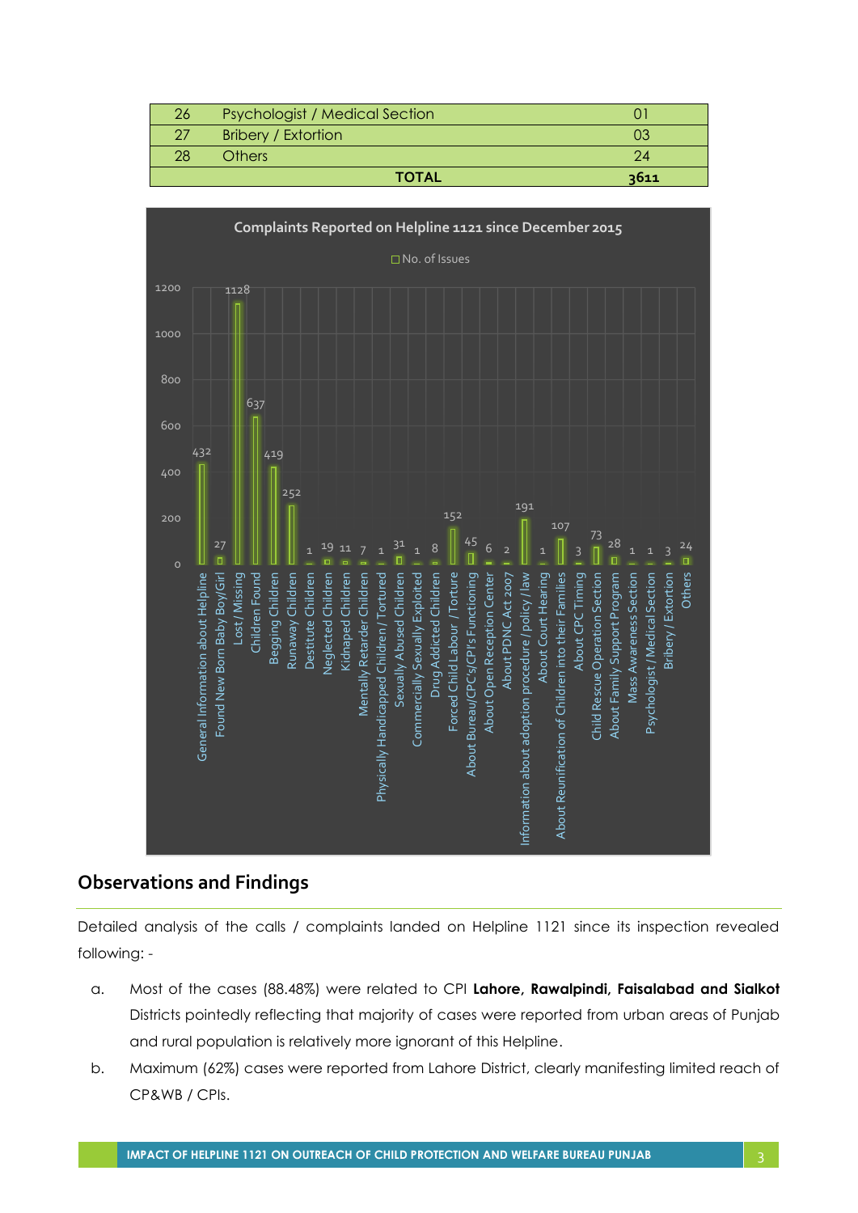| 26 | Psychologist / Medical Section | 01 |
|---|---|---|
| 27 | Bribery / Extortion | 03 |
| 28 | Others | 24 |
| | **TOTAL** | **3611** |

**Complaints Reported on Helpline 1121 since December 2015**

No. of Issues

| Issue | No. of Issues |
|---|---|
| General Information about Helpline | 432 |
| Found New Born Baby Boy/Girl | 27 |
| Lost / Missing | 1128 |
| Children Found | 637 |
| Begging Children | 419 |
| Runaway Children | 252 |
| Destitute Children | 1 |
| Neglected Children | 19 |
| Kidnaped Children | 11 |
| Mentally Retarder Children | 7 |
| Physically Handicapped Children / Tortured | 1 |
| Sexually Abused Children | 31 |
| Commercially Sexually Exploited | 1 |
| Drug Addicted Children | 8 |
| Forced Child Labour / Torture | 152 |
| About Bureau/CPC's/CPI's Functioning | 45 |
| About Open Reception Center | 6 |
| About PDNC Act 2007 | 2 |
| Information about adoption procedure / policy / law | 191 |
| About Court Hearing | 1 |
| About Reunification of Children into their Families | 107 |
| About CPC Timing | 3 |
| Child Rescue Operation Section | 73 |
| About Family Support Program | 28 |
| Mass Awareness Section | 1 |
| Psychologist / Medical Section | 1 |
| Bribery / Extortion | 3 |
| Others | 24 |

## Observations and Findings

Detailed analysis of the calls / complaints landed on Helpline 1121 since its inspection revealed following: -

a. Most of the cases (88.48%) were related to CPI **Lahore, Rawalpindi, Faisalabad and Sialkot** Districts pointedly reflecting that majority of cases were reported from urban areas of Punjab and rural population is relatively more ignorant of this Helpline.

b. Maximum (62%) cases were reported from Lahore District, clearly manifesting limited reach of CP&WB / CPIs.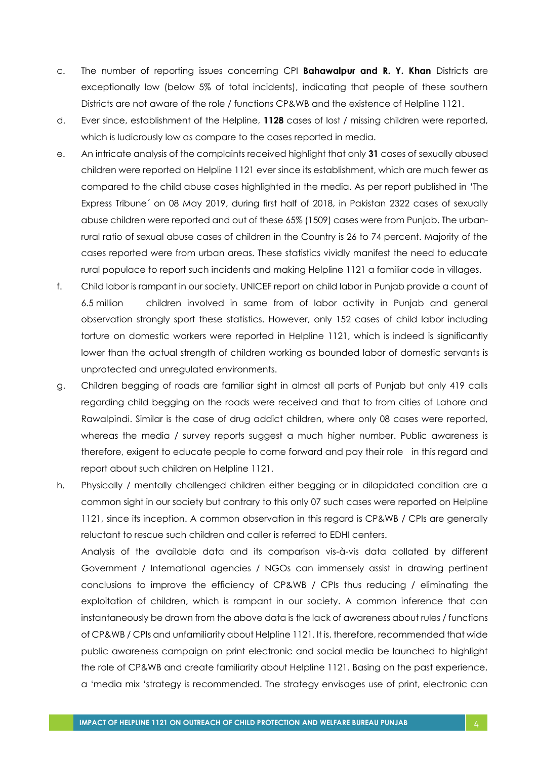c. The number of reporting issues concerning CPI **Bahawalpur and R. Y. Khan** Districts are exceptionally low (below 5% of total incidents), indicating that people of these southern Districts are not aware of the role / functions CP&WB and the existence of Helpline 1121.

d. Ever since, establishment of the Helpline, **1128** cases of lost / missing children were reported, which is ludicrously low as compare to the cases reported in media.

e. An intricate analysis of the complaints received highlight that only **31** cases of sexually abused children were reported on Helpline 1121 ever since its establishment, which are much fewer as compared to the child abuse cases highlighted in the media. As per report published in 'The Express Tribune´ on 08 May 2019, during first half of 2018, in Pakistan 2322 cases of sexually abuse children were reported and out of these 65% (1509) cases were from Punjab. The urban-rural ratio of sexual abuse cases of children in the Country is 26 to 74 percent. Majority of the cases reported were from urban areas. These statistics vividly manifest the need to educate rural populace to report such incidents and making Helpline 1121 a familiar code in villages.

f. Child labor is rampant in our society. UNICEF report on child labor in Punjab provide a count of 6.5 million children involved in same from of labor activity in Punjab and general observation strongly sport these statistics. However, only 152 cases of child labor including torture on domestic workers were reported in Helpline 1121, which is indeed is significantly lower than the actual strength of children working as bounded labor of domestic servants is unprotected and unregulated environments.

g. Children begging of roads are familiar sight in almost all parts of Punjab but only 419 calls regarding child begging on the roads were received and that to from cities of Lahore and Rawalpindi. Similar is the case of drug addict children, where only 08 cases were reported, whereas the media / survey reports suggest a much higher number. Public awareness is therefore, exigent to educate people to come forward and pay their role in this regard and report about such children on Helpline 1121.

h. Physically / mentally challenged children either begging or in dilapidated condition are a common sight in our society but contrary to this only 07 such cases were reported on Helpline 1121, since its inception. A common observation in this regard is CP&WB / CPIs are generally reluctant to rescue such children and caller is referred to EDHI centers.

Analysis of the available data and its comparison vis-à-vis data collated by different Government / International agencies / NGOs can immensely assist in drawing pertinent conclusions to improve the efficiency of CP&WB / CPIs thus reducing / eliminating the exploitation of children, which is rampant in our society. A common inference that can instantaneously be drawn from the above data is the lack of awareness about rules / functions of CP&WB / CPIs and unfamiliarity about Helpline 1121. It is, therefore, recommended that wide public awareness campaign on print electronic and social media be launched to highlight the role of CP&WB and create familiarity about Helpline 1121. Basing on the past experience, a 'media mix 'strategy is recommended. The strategy envisages use of print, electronic can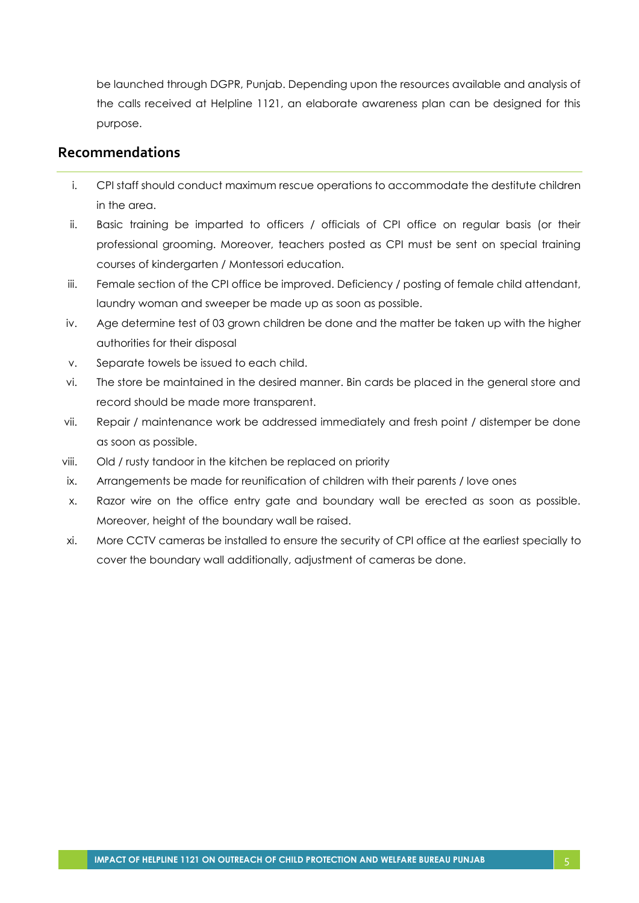be launched through DGPR, Punjab. Depending upon the resources available and analysis of the calls received at Helpline 1121, an elaborate awareness plan can be designed for this purpose.

## Recommendations

i. CPI staff should conduct maximum rescue operations to accommodate the destitute children in the area.

ii. Basic training be imparted to officers / officials of CPI office on regular basis (or their professional grooming. Moreover, teachers posted as CPI must be sent on special training courses of kindergarten / Montessori education.

iii. Female section of the CPI office be improved. Deficiency / posting of female child attendant, laundry woman and sweeper be made up as soon as possible.

iv. Age determine test of 03 grown children be done and the matter be taken up with the higher authorities for their disposal

v. Separate towels be issued to each child.

vi. The store be maintained in the desired manner. Bin cards be placed in the general store and record should be made more transparent.

vii. Repair / maintenance work be addressed immediately and fresh point / distemper be done as soon as possible.

viii. Old / rusty tandoor in the kitchen be replaced on priority

ix. Arrangements be made for reunification of children with their parents / love ones

x. Razor wire on the office entry gate and boundary wall be erected as soon as possible. Moreover, height of the boundary wall be raised.

xi. More CCTV cameras be installed to ensure the security of CPI office at the earliest specially to cover the boundary wall additionally, adjustment of cameras be done.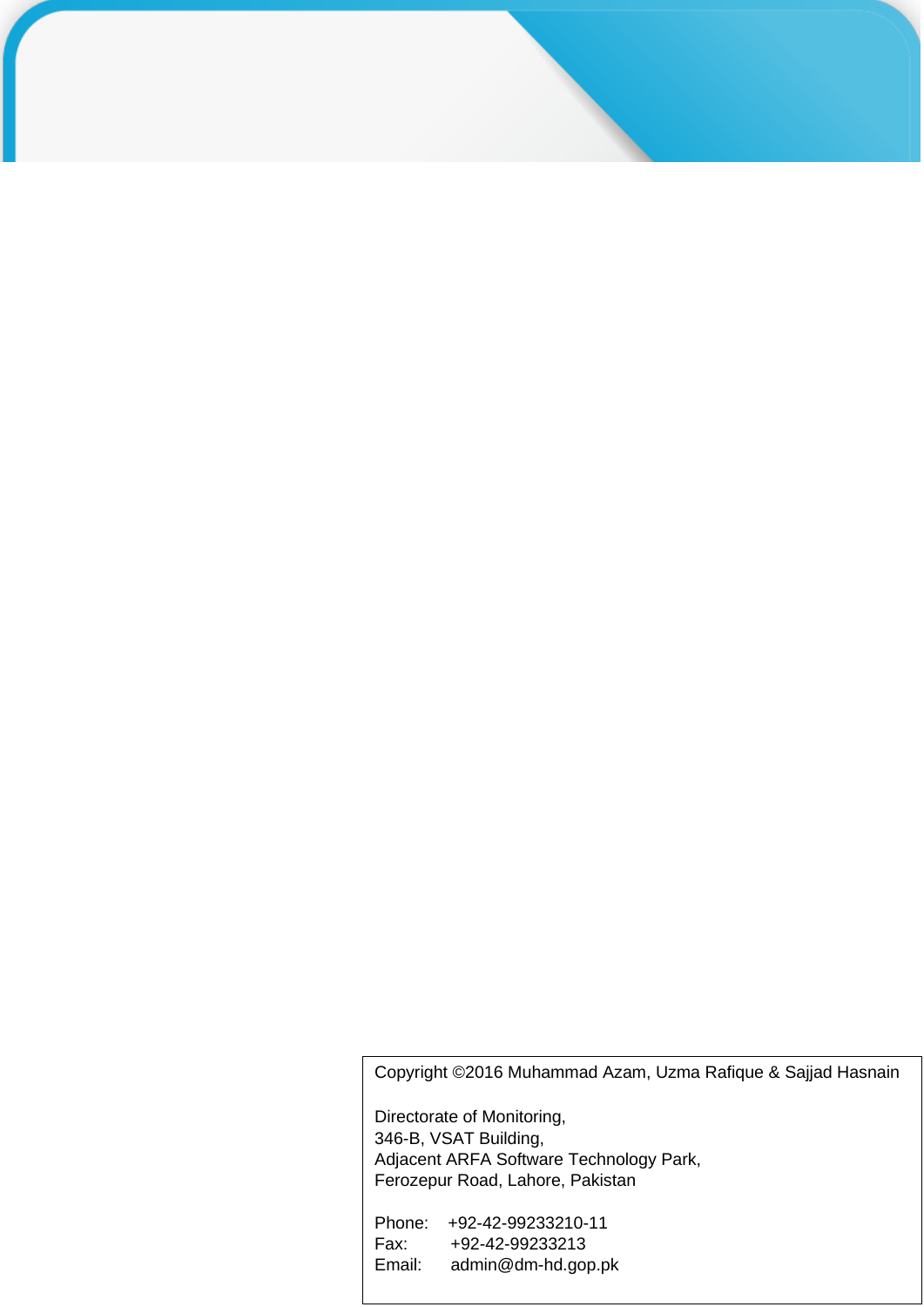Copyright ©2016 Muhammad Azam, Uzma Rafique & Sajjad Hasnain

Directorate of Monitoring,
346-B, VSAT Building,
Adjacent ARFA Software Technology Park,
Ferozepur Road, Lahore, Pakistan

Phone: +92-42-99233210-11
Fax: +92-42-99233213
Email: admin@dm-hd.gop.pk